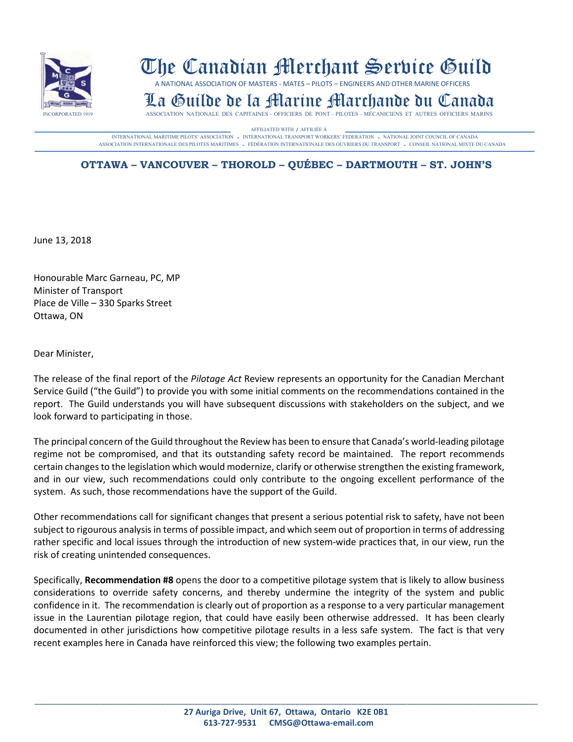# The Canadian Merchant Service Guild

A NATIONAL ASSOCIATION OF MASTERS - MATES – PILOTS – ENGINEERS AND OTHER MARINE OFFICERS

# La Guilde de la Marine Marchande du Canada

INCORPORATED 1919

ASSOCIATION NATIONALE DES CAPITAINES – OFFICIERS DE PONT – PILOTES – MÉCANICIENS ET AUTRES OFFICIERS MARINS

AFFILIATED WITH / AFFILIÉE À

INTERNATIONAL MARITIME PILOTS' ASSOCIATION - INTERNATIONAL TRANSPORT WORKERS' FEDERATION - NATIONAL JOINT COUNCIL OF CANADA

ASSOCIATION INTERNATIONALE DES PILOTES MARITIMES - FÉDÉRATION INTERNATIONALE DES OUVRIERS DU TRANSPORT - CONSEIL NATIONAL MIXTE DU CANADA

**OTTAWA – VANCOUVER – THOROLD – QUÉBEC – DARTMOUTH – ST. JOHN'S**

June 13, 2018

Honourable Marc Garneau, PC, MP
Minister of Transport
Place de Ville – 330 Sparks Street
Ottawa, ON

Dear Minister,

The release of the final report of the *Pilotage Act* Review represents an opportunity for the Canadian Merchant Service Guild ("the Guild") to provide you with some initial comments on the recommendations contained in the report. The Guild understands you will have subsequent discussions with stakeholders on the subject, and we look forward to participating in those.

The principal concern of the Guild throughout the Review has been to ensure that Canada's world-leading pilotage regime not be compromised, and that its outstanding safety record be maintained. The report recommends certain changes to the legislation which would modernize, clarify or otherwise strengthen the existing framework, and in our view, such recommendations could only contribute to the ongoing excellent performance of the system. As such, those recommendations have the support of the Guild.

Other recommendations call for significant changes that present a serious potential risk to safety, have not been subject to rigourous analysis in terms of possible impact, and which seem out of proportion in terms of addressing rather specific and local issues through the introduction of new system-wide practices that, in our view, run the risk of creating unintended consequences.

Specifically, **Recommendation #8** opens the door to a competitive pilotage system that is likely to allow business considerations to override safety concerns, and thereby undermine the integrity of the system and public confidence in it. The recommendation is clearly out of proportion as a response to a very particular management issue in the Laurentian pilotage region, that could have easily been otherwise addressed. It has been clearly documented in other jurisdictions how competitive pilotage results in a less safe system. The fact is that very recent examples here in Canada have reinforced this view; the following two examples pertain.

**27 Auriga Drive, Unit 67, Ottawa, Ontario K2E 0B1**
**613-727-9531 CMSG@Ottawa-email.com**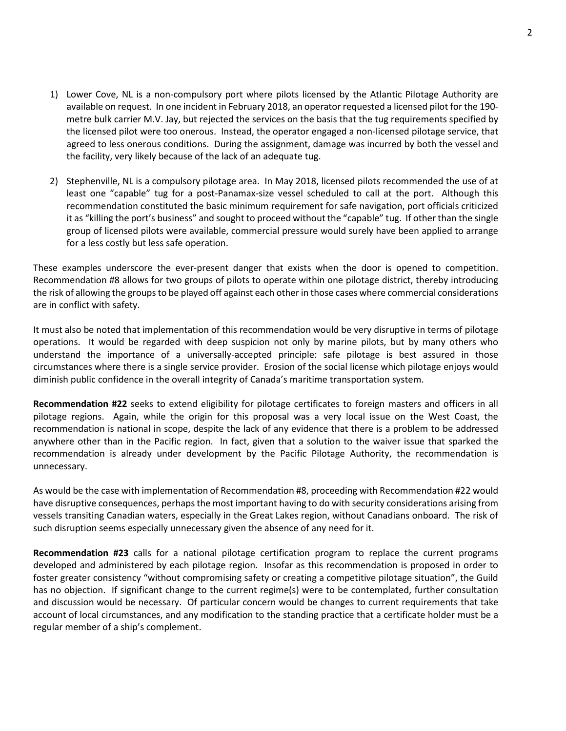1) Lower Cove, NL is a non-compulsory port where pilots licensed by the Atlantic Pilotage Authority are available on request. In one incident in February 2018, an operator requested a licensed pilot for the 190-metre bulk carrier M.V. Jay, but rejected the services on the basis that the tug requirements specified by the licensed pilot were too onerous. Instead, the operator engaged a non-licensed pilotage service, that agreed to less onerous conditions. During the assignment, damage was incurred by both the vessel and the facility, very likely because of the lack of an adequate tug.

2) Stephenville, NL is a compulsory pilotage area. In May 2018, licensed pilots recommended the use of at least one "capable" tug for a post-Panamax-size vessel scheduled to call at the port. Although this recommendation constituted the basic minimum requirement for safe navigation, port officials criticized it as "killing the port's business" and sought to proceed without the "capable" tug. If other than the single group of licensed pilots were available, commercial pressure would surely have been applied to arrange for a less costly but less safe operation.

These examples underscore the ever-present danger that exists when the door is opened to competition. Recommendation #8 allows for two groups of pilots to operate within one pilotage district, thereby introducing the risk of allowing the groups to be played off against each other in those cases where commercial considerations are in conflict with safety.

It must also be noted that implementation of this recommendation would be very disruptive in terms of pilotage operations. It would be regarded with deep suspicion not only by marine pilots, but by many others who understand the importance of a universally-accepted principle: safe pilotage is best assured in those circumstances where there is a single service provider. Erosion of the social license which pilotage enjoys would diminish public confidence in the overall integrity of Canada's maritime transportation system.

**Recommendation #22** seeks to extend eligibility for pilotage certificates to foreign masters and officers in all pilotage regions. Again, while the origin for this proposal was a very local issue on the West Coast, the recommendation is national in scope, despite the lack of any evidence that there is a problem to be addressed anywhere other than in the Pacific region. In fact, given that a solution to the waiver issue that sparked the recommendation is already under development by the Pacific Pilotage Authority, the recommendation is unnecessary.

As would be the case with implementation of Recommendation #8, proceeding with Recommendation #22 would have disruptive consequences, perhaps the most important having to do with security considerations arising from vessels transiting Canadian waters, especially in the Great Lakes region, without Canadians onboard. The risk of such disruption seems especially unnecessary given the absence of any need for it.

**Recommendation #23** calls for a national pilotage certification program to replace the current programs developed and administered by each pilotage region. Insofar as this recommendation is proposed in order to foster greater consistency "without compromising safety or creating a competitive pilotage situation", the Guild has no objection. If significant change to the current regime(s) were to be contemplated, further consultation and discussion would be necessary. Of particular concern would be changes to current requirements that take account of local circumstances, and any modification to the standing practice that a certificate holder must be a regular member of a ship's complement.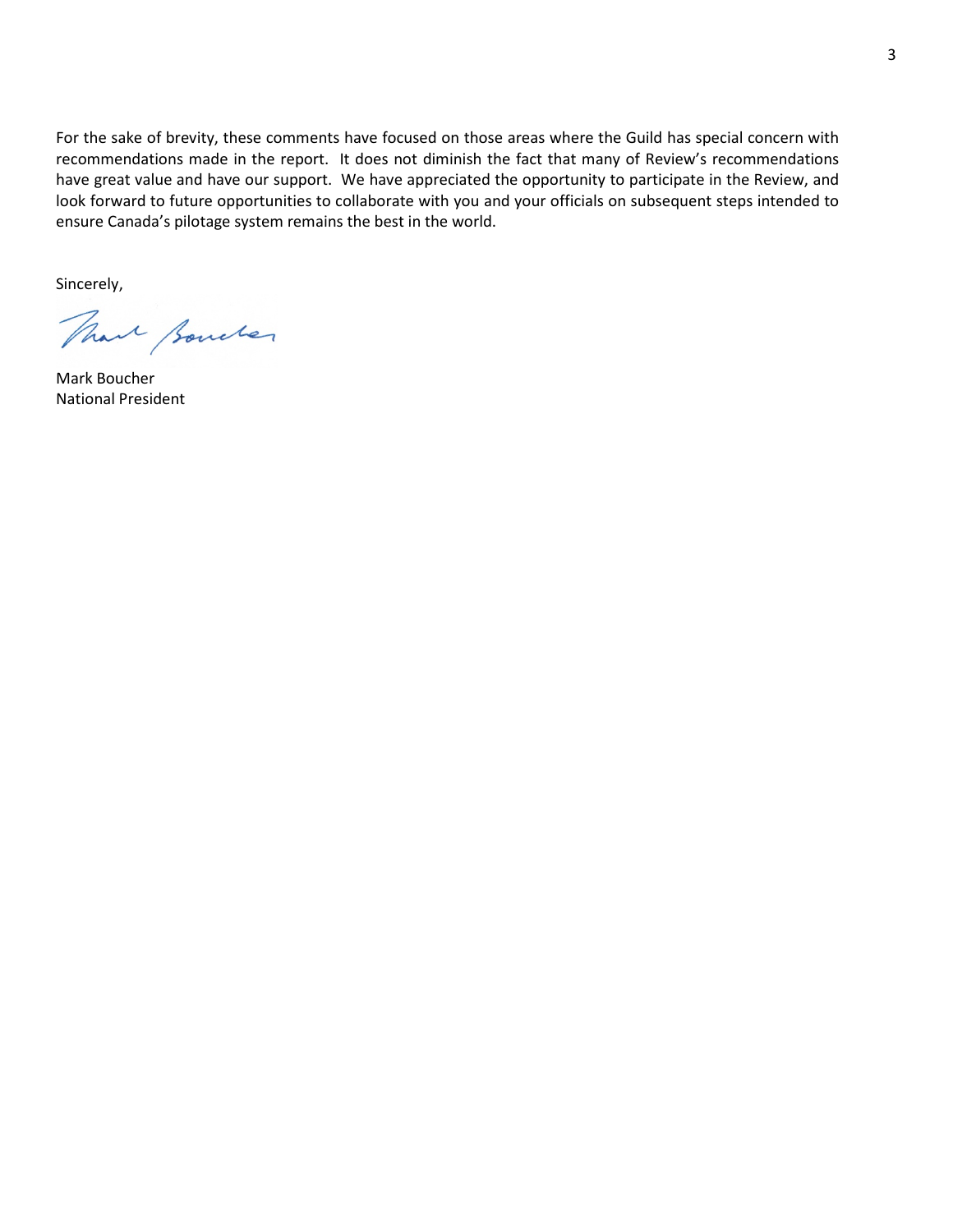For the sake of brevity, these comments have focused on those areas where the Guild has special concern with recommendations made in the report. It does not diminish the fact that many of Review's recommendations have great value and have our support. We have appreciated the opportunity to participate in the Review, and look forward to future opportunities to collaborate with you and your officials on subsequent steps intended to ensure Canada's pilotage system remains the best in the world.

Sincerely,

Mark Boucher
National President